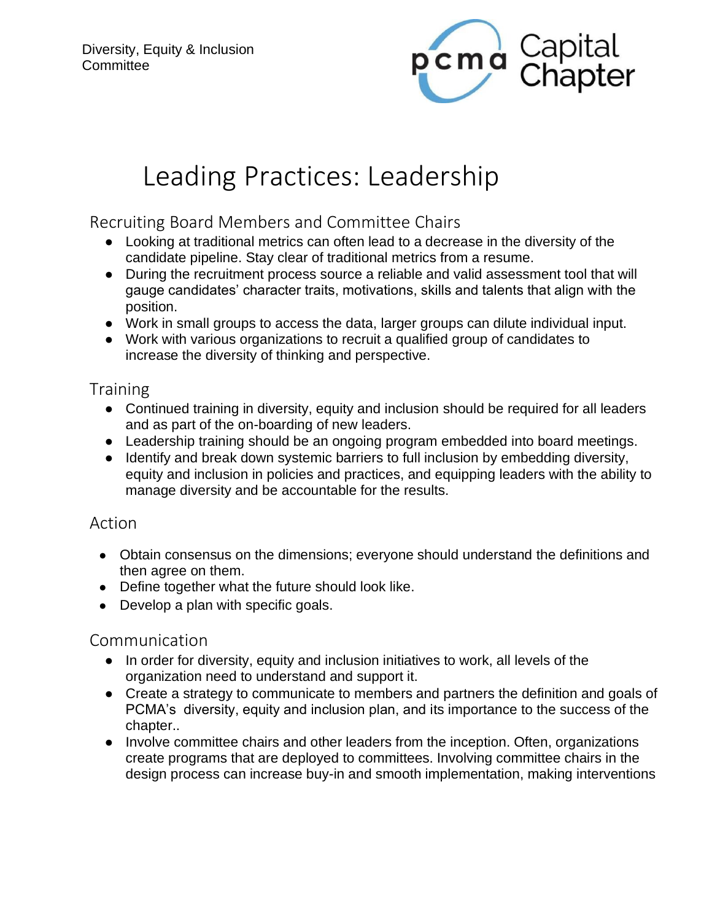Diversity, Equity & Inclusion Committee

PCMA Capital Chapter

# Leading Practices: Leadership

## Recruiting Board Members and Committee Chairs

- Looking at traditional metrics can often lead to a decrease in the diversity of the candidate pipeline. Stay clear of traditional metrics from a resume.
- During the recruitment process source a reliable and valid assessment tool that will gauge candidates' character traits, motivations, skills and talents that align with the position.
- Work in small groups to access the data, larger groups can dilute individual input.
- Work with various organizations to recruit a qualified group of candidates to increase the diversity of thinking and perspective.

## Training

- Continued training in diversity, equity and inclusion should be required for all leaders and as part of the on-boarding of new leaders.
- Leadership training should be an ongoing program embedded into board meetings.
- Identify and break down systemic barriers to full inclusion by embedding diversity, equity and inclusion in policies and practices, and equipping leaders with the ability to manage diversity and be accountable for the results.

## Action

- Obtain consensus on the dimensions; everyone should understand the definitions and then agree on them.
- Define together what the future should look like.
- Develop a plan with specific goals.

## Communication

- In order for diversity, equity and inclusion initiatives to work, all levels of the organization need to understand and support it.
- Create a strategy to communicate to members and partners the definition and goals of PCMA's diversity, equity and inclusion plan, and its importance to the success of the chapter..
- Involve committee chairs and other leaders from the inception. Often, organizations create programs that are deployed to committees. Involving committee chairs in the design process can increase buy-in and smooth implementation, making interventions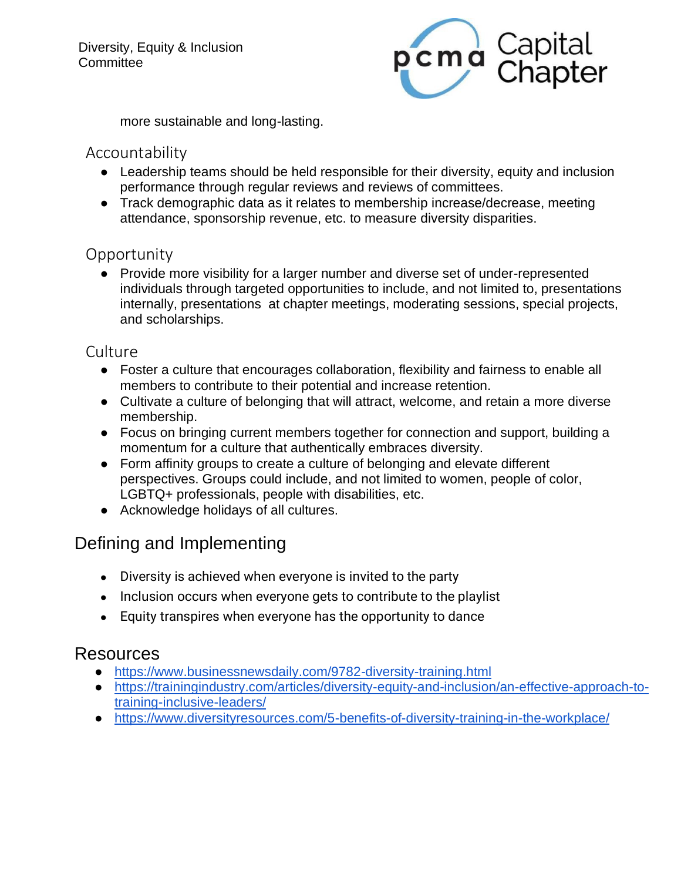more sustainable and long-lasting.

### Accountability

- Leadership teams should be held responsible for their diversity, equity and inclusion performance through regular reviews and reviews of committees.
- Track demographic data as it relates to membership increase/decrease, meeting attendance, sponsorship revenue, etc. to measure diversity disparities.

### Opportunity

- Provide more visibility for a larger number and diverse set of under-represented individuals through targeted opportunities to include, and not limited to, presentations internally, presentations at chapter meetings, moderating sessions, special projects, and scholarships.

### Culture

- Foster a culture that encourages collaboration, flexibility and fairness to enable all members to contribute to their potential and increase retention.
- Cultivate a culture of belonging that will attract, welcome, and retain a more diverse membership.
- Focus on bringing current members together for connection and support, building a momentum for a culture that authentically embraces diversity.
- Form affinity groups to create a culture of belonging and elevate different perspectives. Groups could include, and not limited to women, people of color, LGBTQ+ professionals, people with disabilities, etc.
- Acknowledge holidays of all cultures.

## Defining and Implementing

- Diversity is achieved when everyone is invited to the party
- Inclusion occurs when everyone gets to contribute to the playlist
- Equity transpires when everyone has the opportunity to dance

## Resources

- https://www.businessnewsdaily.com/9782-diversity-training.html
- https://trainingindustry.com/articles/diversity-equity-and-inclusion/an-effective-approach-to-training-inclusive-leaders/
- https://www.diversityresources.com/5-benefits-of-diversity-training-in-the-workplace/